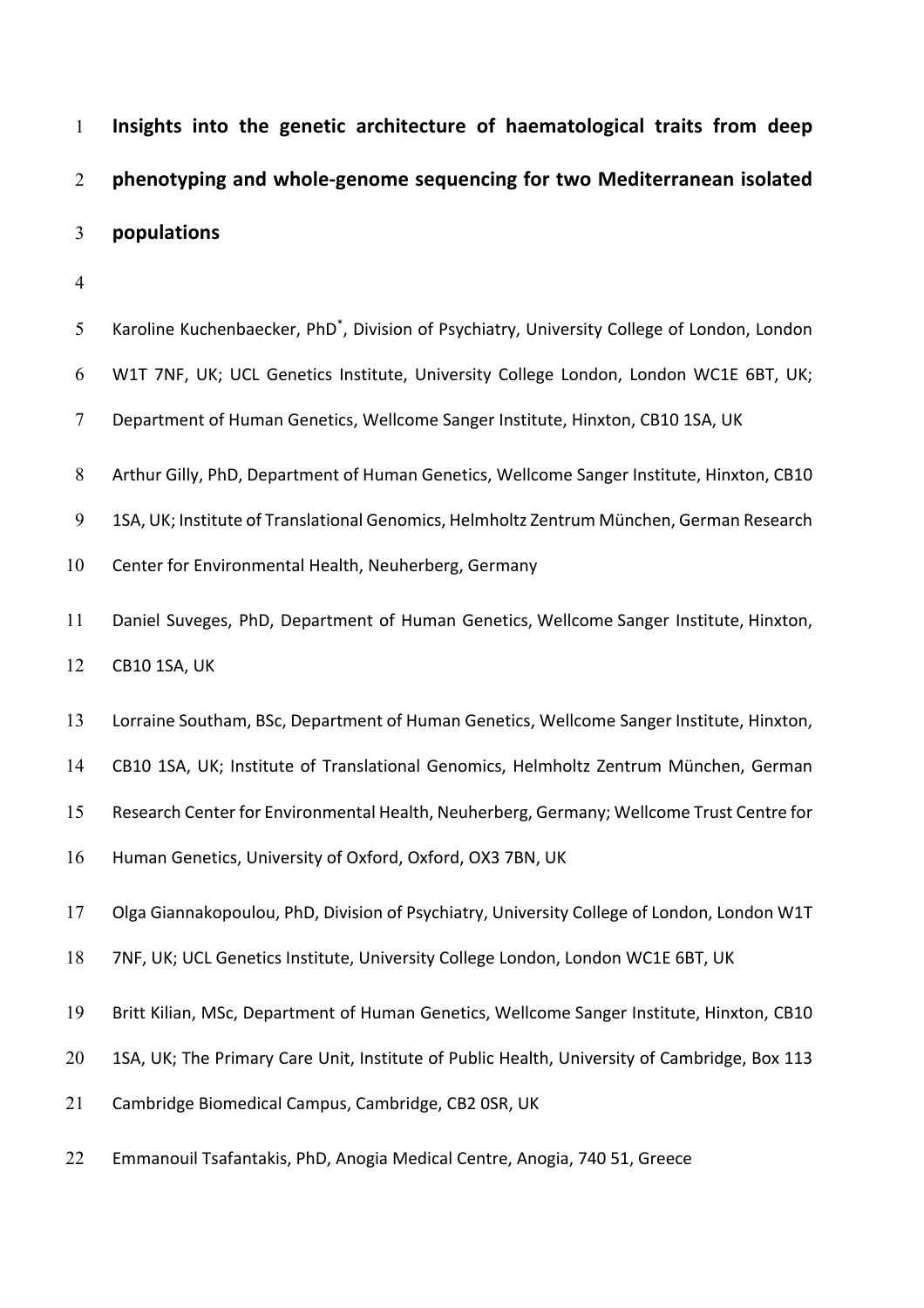# Insights into the genetic architecture of haematological traits from deep phenotyping and whole-genome sequencing for two Mediterranean isolated populations

Karoline Kuchenbaecker, PhD*, Division of Psychiatry, University College of London, London W1T 7NF, UK; UCL Genetics Institute, University College London, London WC1E 6BT, UK; Department of Human Genetics, Wellcome Sanger Institute, Hinxton, CB10 1SA, UK

Arthur Gilly, PhD, Department of Human Genetics, Wellcome Sanger Institute, Hinxton, CB10 1SA, UK; Institute of Translational Genomics, Helmholtz Zentrum München, German Research Center for Environmental Health, Neuherberg, Germany

Daniel Suveges, PhD, Department of Human Genetics, Wellcome Sanger Institute, Hinxton, CB10 1SA, UK

Lorraine Southam, BSc, Department of Human Genetics, Wellcome Sanger Institute, Hinxton, CB10 1SA, UK; Institute of Translational Genomics, Helmholtz Zentrum München, German Research Center for Environmental Health, Neuherberg, Germany; Wellcome Trust Centre for Human Genetics, University of Oxford, Oxford, OX3 7BN, UK

Olga Giannakopoulou, PhD, Division of Psychiatry, University College of London, London W1T 7NF, UK; UCL Genetics Institute, University College London, London WC1E 6BT, UK

Britt Kilian, MSc, Department of Human Genetics, Wellcome Sanger Institute, Hinxton, CB10 1SA, UK; The Primary Care Unit, Institute of Public Health, University of Cambridge, Box 113 Cambridge Biomedical Campus, Cambridge, CB2 0SR, UK

Emmanouil Tsafantakis, PhD, Anogia Medical Centre, Anogia, 740 51, Greece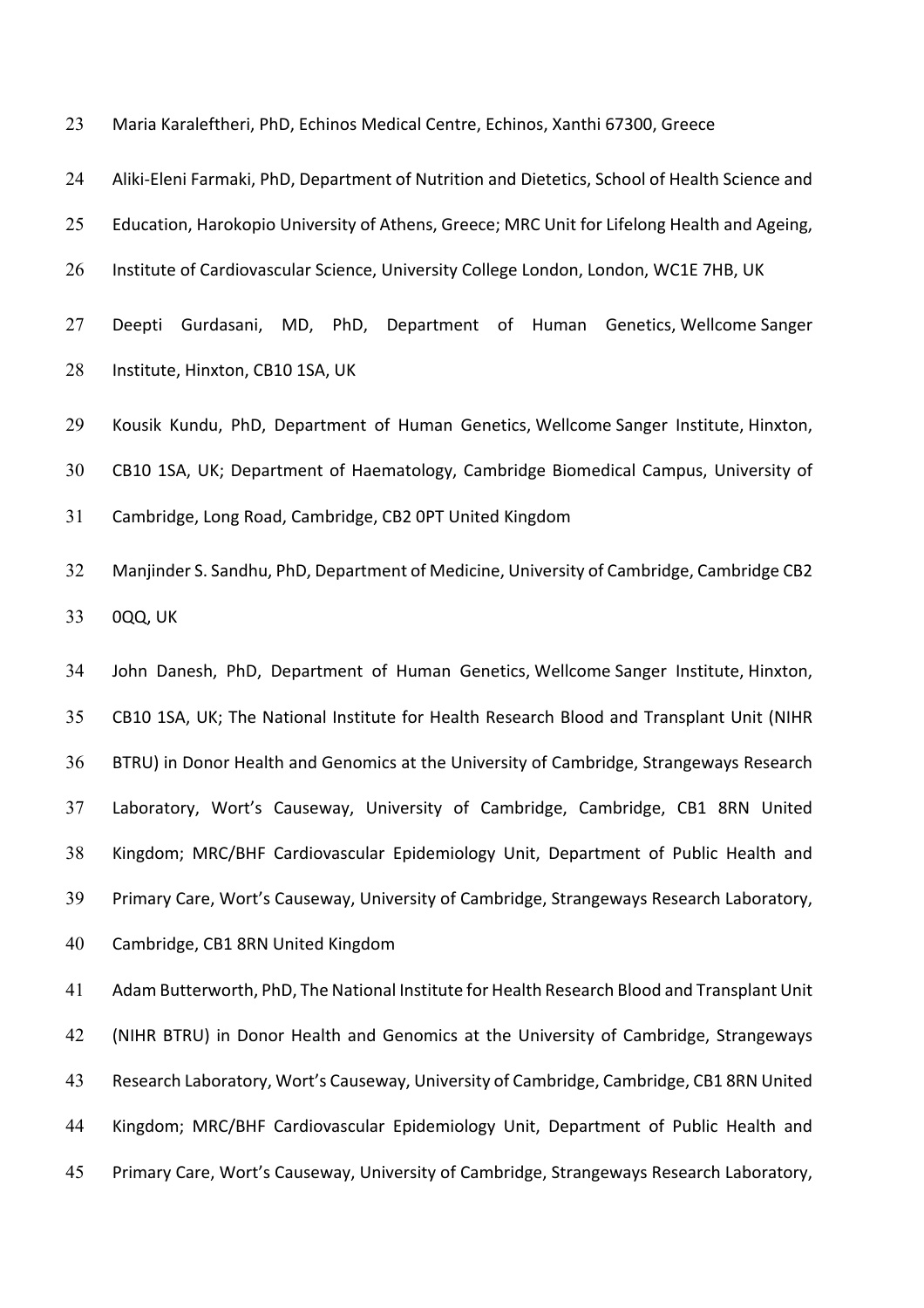Maria Karaleftheri, PhD, Echinos Medical Centre, Echinos, Xanthi 67300, Greece

Aliki-Eleni Farmaki, PhD, Department of Nutrition and Dietetics, School of Health Science and Education, Harokopio University of Athens, Greece; MRC Unit for Lifelong Health and Ageing, Institute of Cardiovascular Science, University College London, London, WC1E 7HB, UK

Deepti Gurdasani, MD, PhD, Department of Human Genetics, Wellcome Sanger Institute, Hinxton, CB10 1SA, UK

Kousik Kundu, PhD, Department of Human Genetics, Wellcome Sanger Institute, Hinxton, CB10 1SA, UK; Department of Haematology, Cambridge Biomedical Campus, University of Cambridge, Long Road, Cambridge, CB2 0PT United Kingdom

Manjinder S. Sandhu, PhD, Department of Medicine, University of Cambridge, Cambridge CB2 0QQ, UK

John Danesh, PhD, Department of Human Genetics, Wellcome Sanger Institute, Hinxton, CB10 1SA, UK; The National Institute for Health Research Blood and Transplant Unit (NIHR BTRU) in Donor Health and Genomics at the University of Cambridge, Strangeways Research Laboratory, Wort's Causeway, University of Cambridge, Cambridge, CB1 8RN United Kingdom; MRC/BHF Cardiovascular Epidemiology Unit, Department of Public Health and Primary Care, Wort's Causeway, University of Cambridge, Strangeways Research Laboratory, Cambridge, CB1 8RN United Kingdom

Adam Butterworth, PhD, The National Institute for Health Research Blood and Transplant Unit (NIHR BTRU) in Donor Health and Genomics at the University of Cambridge, Strangeways Research Laboratory, Wort's Causeway, University of Cambridge, Cambridge, CB1 8RN United Kingdom; MRC/BHF Cardiovascular Epidemiology Unit, Department of Public Health and Primary Care, Wort's Causeway, University of Cambridge, Strangeways Research Laboratory,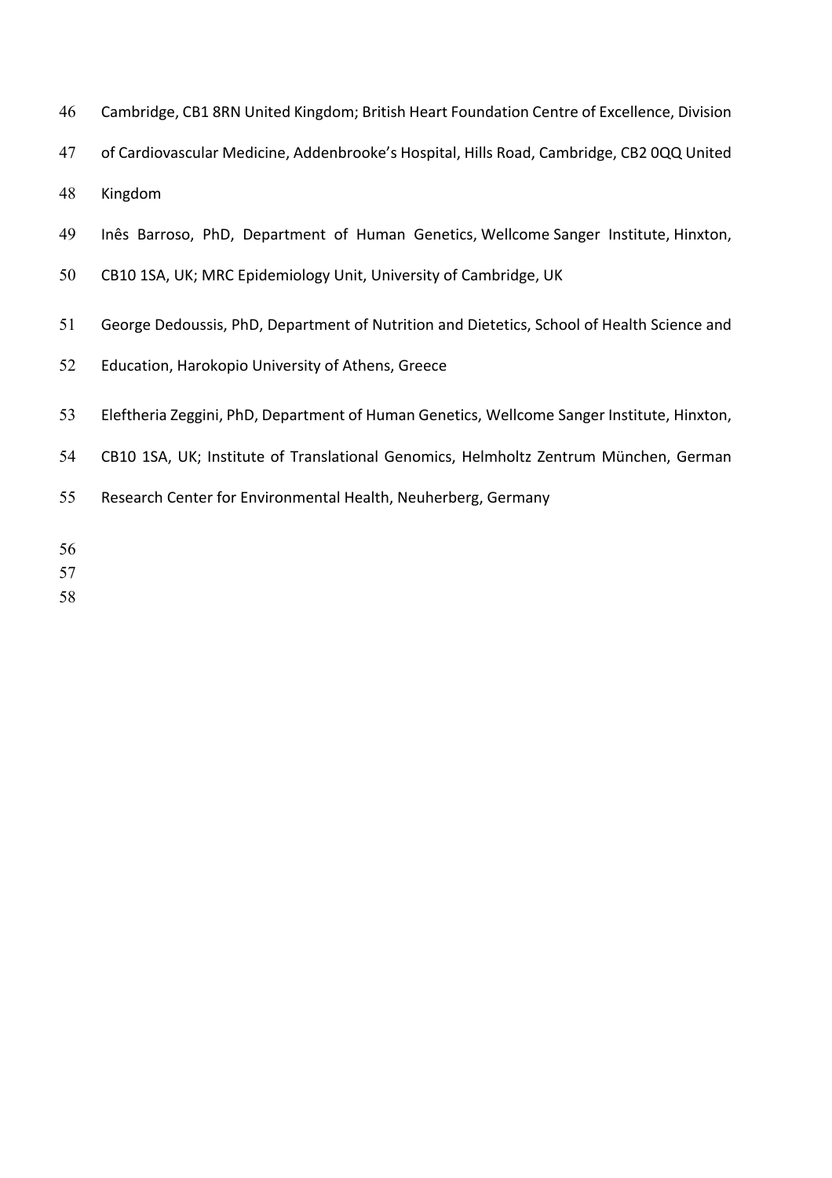Cambridge, CB1 8RN United Kingdom; British Heart Foundation Centre of Excellence, Division of Cardiovascular Medicine, Addenbrooke's Hospital, Hills Road, Cambridge, CB2 0QQ United Kingdom

Inês Barroso, PhD, Department of Human Genetics, Wellcome Sanger Institute, Hinxton, CB10 1SA, UK; MRC Epidemiology Unit, University of Cambridge, UK

George Dedoussis, PhD, Department of Nutrition and Dietetics, School of Health Science and Education, Harokopio University of Athens, Greece

Eleftheria Zeggini, PhD, Department of Human Genetics, Wellcome Sanger Institute, Hinxton, CB10 1SA, UK; Institute of Translational Genomics, Helmholtz Zentrum München, German Research Center for Environmental Health, Neuherberg, Germany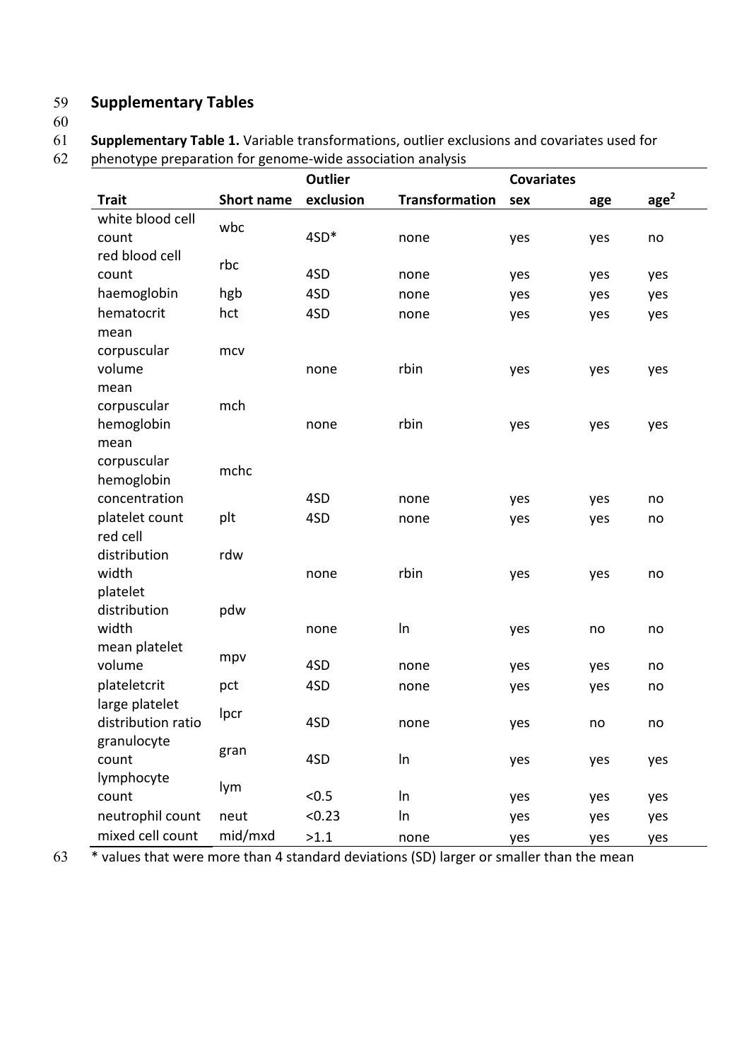# Supplementary Tables

**Supplementary Table 1.** Variable transformations, outlier exclusions and covariates used for phenotype preparation for genome-wide association analysis

| Trait | Short name | Outlier exclusion | Transformation | Covariates sex | age | $age^2$ |
|---|---|---|---|---|---|---|
| white blood cell count | wbc | 4SD* | none | yes | yes | no |
| red blood cell count | rbc | 4SD | none | yes | yes | yes |
| haemoglobin | hgb | 4SD | none | yes | yes | yes |
| hematocrit | hct | 4SD | none | yes | yes | yes |
| mean corpuscular volume | mcv | none | rbin | yes | yes | yes |
| mean corpuscular hemoglobin | mch | none | rbin | yes | yes | yes |
| mean corpuscular hemoglobin concentration | mchc | 4SD | none | yes | yes | no |
| platelet count | plt | 4SD | none | yes | yes | no |
| red cell distribution width | rdw | none | rbin | yes | yes | no |
| platelet distribution width | pdw | none | ln | yes | no | no |
| mean platelet volume | mpv | 4SD | none | yes | yes | no |
| plateletcrit | pct | 4SD | none | yes | yes | no |
| large platelet distribution ratio | lpcr | 4SD | none | yes | no | no |
| granulocyte count | gran | 4SD | ln | yes | yes | yes |
| lymphocyte count | lym | <0.5 | ln | yes | yes | yes |
| neutrophil count | neut | <0.23 | ln | yes | yes | yes |
| mixed cell count | mid/mxd | >1.1 | none | yes | yes | yes |

* values that were more than 4 standard deviations (SD) larger or smaller than the mean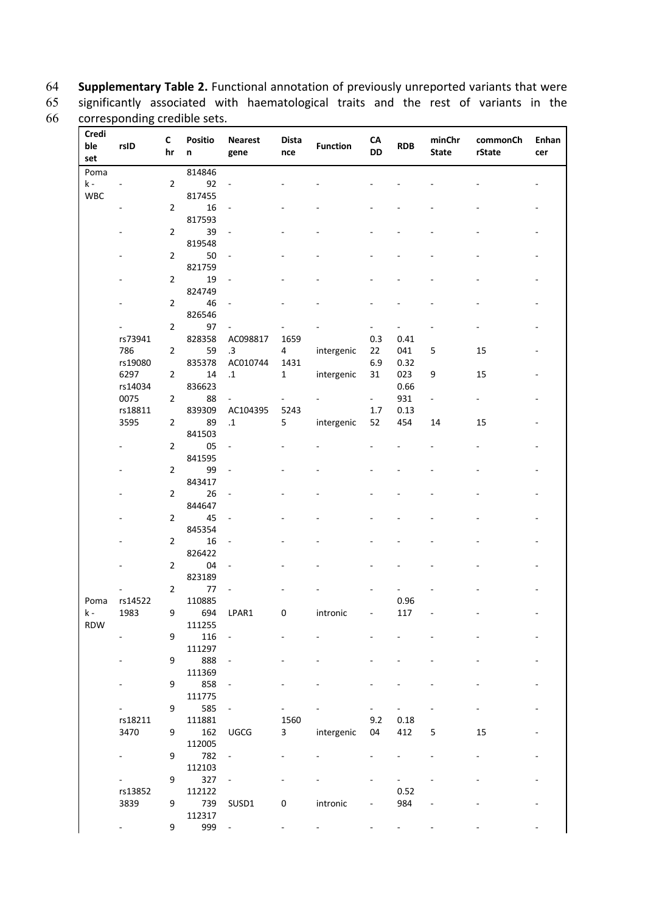**Supplementary Table 2.** Functional annotation of previously unreported variants that were significantly associated with haematological traits and the rest of variants in the corresponding credible sets.

| Credible set | rsID | Chr | Position | Nearest gene | Distance | Function | CADD | RDB | minChrState | commonChrState | Enhancer |
|---|---|---|---|---|---|---|---|---|---|---|---|
| Pomak - WBC | - | 2 | 81484692 | - | - | - | - | - | - | - | - |
| | - | 2 | 81745516 | - | - | - | - | - | - | - | - |
| | - | 2 | 81759339 | - | - | - | - | - | - | - | - |
| | - | 2 | 81954850 | - | - | - | - | - | - | - | - |
| | - | 2 | 82175919 | - | - | - | - | - | - | - | - |
| | - | 2 | 82474946 | - | - | - | - | - | - | - | - |
| | - | 2 | 82654697 | - | - | - | - | - | - | - | - |
| | rs73941786 | 2 | 82835859 | AC098817.3 | 16594 | intergenic | 0.322 | 0.41041 | 5 | 15 | - |
| | rs190806297 | 2 | 83537814 | AC010744.1 | 14311 | intergenic | 6.931 | 0.32023 | 9 | 15 | - |
| | rs140340075 | 2 | 83662388 | - | - | - | - | 0.66931 | - | - | - |
| | rs188113595 | 2 | 83930989 | AC104395.1 | 52435 | intergenic | 1.752 | 0.13454 | 14 | 15 | - |
| | - | 2 | 84150305 | - | - | - | - | - | - | - | - |
| | - | 2 | 84159599 | - | - | - | - | - | - | - | - |
| | - | 2 | 84341726 | - | - | - | - | - | - | - | - |
| | - | 2 | 84464745 | - | - | - | - | - | - | - | - |
| | - | 2 | 84535416 | - | - | - | - | - | - | - | - |
| | - | 2 | 82642204 | - | - | - | - | - | - | - | - |
| | - | 2 | 82318977 | - | - | - | - | - | - | - | - |
| Pomak - RDW | rs145221983 | 9 | 110885694 | LPAR1 | 0 | intronic | - | 0.96117 | - | - | - |
| | - | 9 | 111255116 | - | - | - | - | - | - | - | - |
| | - | 9 | 111297888 | - | - | - | - | - | - | - | - |
| | - | 9 | 111369858 | - | - | - | - | - | - | - | - |
| | - | 9 | 111775585 | - | - | - | - | - | - | - | - |
| | rs182113470 | 9 | 111881162 | UGCG | 15603 | intergenic | 9.204 | 0.18412 | 5 | 15 | - |
| | - | 9 | 112005782 | - | - | - | - | - | - | - | - |
| | - | 9 | 112103327 | - | - | - | - | - | - | - | - |
| | rs138523839 | 9 | 112122739 | SUSD1 | 0 | intronic | - | 0.52984 | - | - | - |
| | - | 9 | 112317999 | - | - | - | - | - | - | - | - |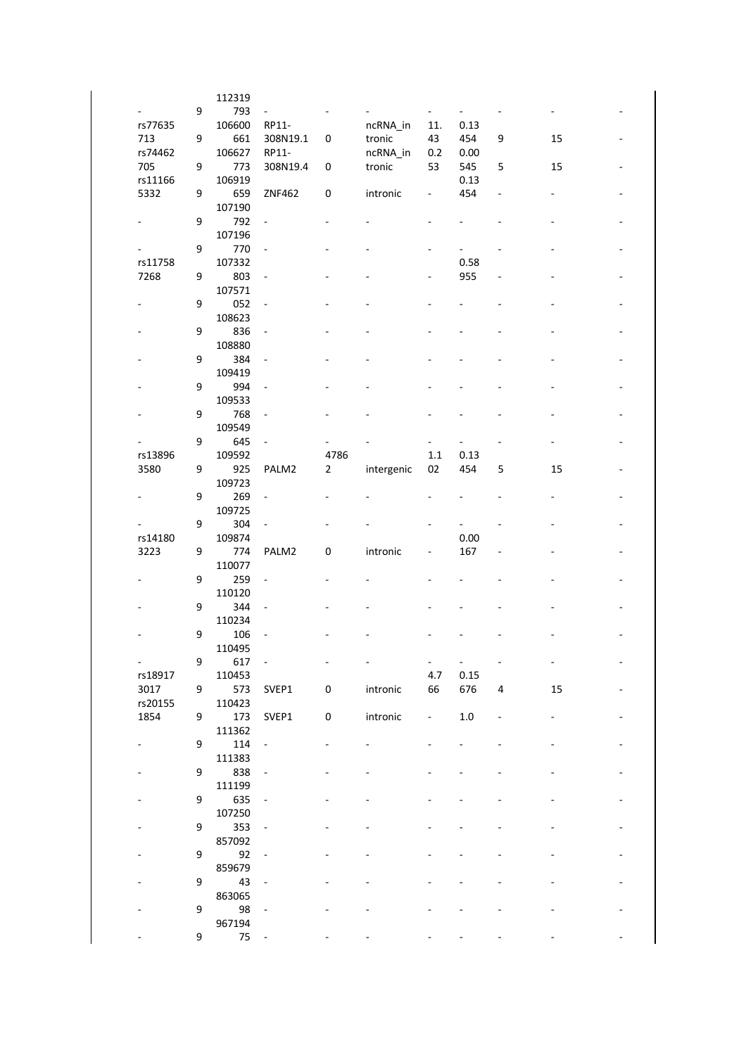| | | | | | | | | | | |
|---|---|---|---|---|---|---|---|---|---|---|
| - | 9 | 112319793 | - | - | - | - | - | - | - | - |
| rs77635713 | 9 | 106600661 | RP11-308N19.1 | 0 | ncRNA_intronic | 11.43 | 0.13454 | 9 | 15 | - |
| rs74462705 | 9 | 106627773 | RP11-308N19.4 | 0 | ncRNA_intronic | 0.253 | 0.00545 | 5 | 15 | - |
| rs111665332 | 9 | 106919659 | ZNF462 | 0 | intronic | - | 0.13454 | - | - | - |
| - | 9 | 107190792 | - | - | - | - | - | - | - | - |
| - | 9 | 107196770 | - | - | - | - | - | - | - | - |
| rs117587268 | 9 | 107332803 | - | - | - | - | 0.58955 | - | - | - |
| - | 9 | 107571052 | - | - | - | - | - | - | - | - |
| - | 9 | 108623836 | - | - | - | - | - | - | - | - |
| - | 9 | 108880384 | - | - | - | - | - | - | - | - |
| - | 9 | 109419994 | - | - | - | - | - | - | - | - |
| - | 9 | 109533768 | - | - | - | - | - | - | - | - |
| - | 9 | 109549645 | - | - | - | - | - | - | - | - |
| rs138963580 | 9 | 109592925 | PALM2 | 47862 | intergenic | 1.102 | 0.13454 | 5 | 15 | - |
| - | 9 | 109723269 | - | - | - | - | - | - | - | - |
| - | 9 | 109725304 | - | - | - | - | - | - | - | - |
| rs141803223 | 9 | 109874774 | PALM2 | 0 | intronic | - | 0.00167 | - | - | - |
| - | 9 | 110077259 | - | - | - | - | - | - | - | - |
| - | 9 | 110120344 | - | - | - | - | - | - | - | - |
| - | 9 | 110234106 | - | - | - | - | - | - | - | - |
| - | 9 | 110495617 | - | - | - | - | - | - | - | - |
| rs189173017 | 9 | 110453573 | SVEP1 | 0 | intronic | 4.766 | 0.15676 | 4 | 15 | - |
| rs201551854 | 9 | 110423173 | SVEP1 | 0 | intronic | - | 1.0 | - | - | - |
| - | 9 | 111362114 | - | - | - | - | - | - | - | - |
| - | 9 | 111383838 | - | - | - | - | - | - | - | - |
| - | 9 | 111199635 | - | - | - | - | - | - | - | - |
| - | 9 | 107250353 | - | - | - | - | - | - | - | - |
| - | 9 | 85709292 | - | - | - | - | - | - | - | - |
| - | 9 | 85967943 | - | - | - | - | - | - | - | - |
| - | 9 | 86306598 | - | - | - | - | - | - | - | - |
| - | 9 | 96719475 | - | - | - | - | - | - | - | - |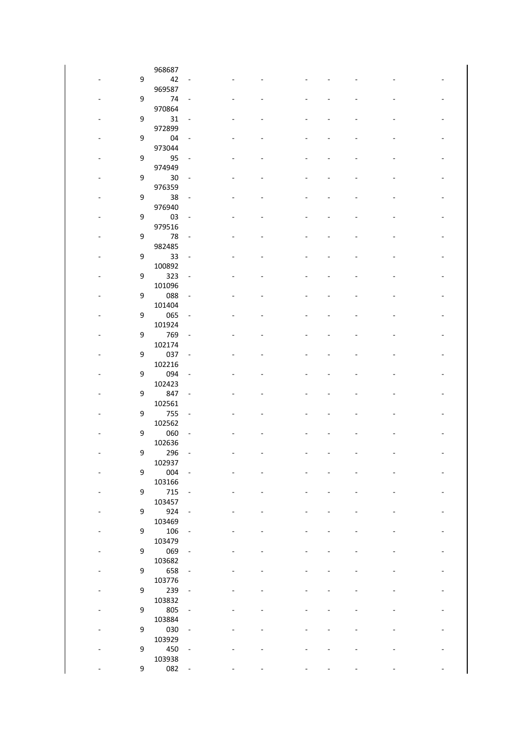| | | | | | | | | | | |
|---|---|---|---|---|---|---|---|---|---|---|
| - | 9 | 96868742 | - | - | - | - | - | - | - | - |
| - | 9 | 96958774 | - | - | - | - | - | - | - | - |
| - | 9 | 97086431 | - | - | - | - | - | - | - | - |
| - | 9 | 97289904 | - | - | - | - | - | - | - | - |
| - | 9 | 97304495 | - | - | - | - | - | - | - | - |
| - | 9 | 97494930 | - | - | - | - | - | - | - | - |
| - | 9 | 97635938 | - | - | - | - | - | - | - | - |
| - | 9 | 97694003 | - | - | - | - | - | - | - | - |
| - | 9 | 97951678 | - | - | - | - | - | - | - | - |
| - | 9 | 98248533 | - | - | - | - | - | - | - | - |
| - | 9 | 100892323 | - | - | - | - | - | - | - | - |
| - | 9 | 101096088 | - | - | - | - | - | - | - | - |
| - | 9 | 101404065 | - | - | - | - | - | - | - | - |
| - | 9 | 101924769 | - | - | - | - | - | - | - | - |
| - | 9 | 102174037 | - | - | - | - | - | - | - | - |
| - | 9 | 102216094 | - | - | - | - | - | - | - | - |
| - | 9 | 102423847 | - | - | - | - | - | - | - | - |
| - | 9 | 102561755 | - | - | - | - | - | - | - | - |
| - | 9 | 102562060 | - | - | - | - | - | - | - | - |
| - | 9 | 102636296 | - | - | - | - | - | - | - | - |
| - | 9 | 102937004 | - | - | - | - | - | - | - | - |
| - | 9 | 103166715 | - | - | - | - | - | - | - | - |
| - | 9 | 103457924 | - | - | - | - | - | - | - | - |
| - | 9 | 103469106 | - | - | - | - | - | - | - | - |
| - | 9 | 103479069 | - | - | - | - | - | - | - | - |
| - | 9 | 103682658 | - | - | - | - | - | - | - | - |
| - | 9 | 103776239 | - | - | - | - | - | - | - | - |
| - | 9 | 103832805 | - | - | - | - | - | - | - | - |
| - | 9 | 103884030 | - | - | - | - | - | - | - | - |
| - | 9 | 103929450 | - | - | - | - | - | - | - | - |
| - | 9 | 103938082 | - | - | - | - | - | - | - | - |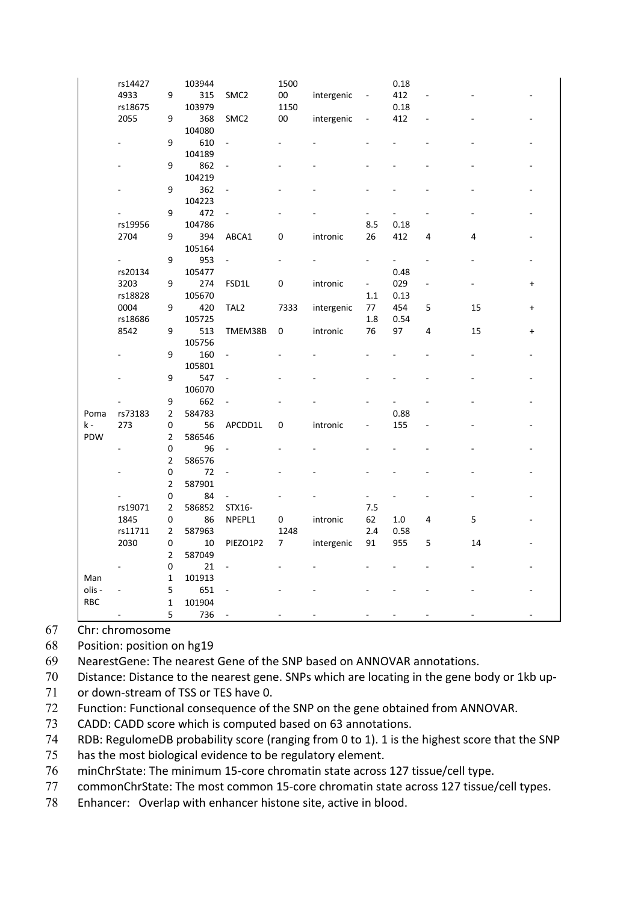| | rs144274933 | 9 | 103944315 | SMC2 | 150000 | intergenic | - | 0.18412 | - | - | - |
|---|---|---|---|---|---|---|---|---|---|---|---|
| | rs186752055 | 9 | 103979368 | SMC2 | 115000 | intergenic | - | 0.18412 | - | - | - |
| | - | 9 | 104080610 | - | - | - | - | - | - | - | - |
| | - | 9 | 104189862 | - | - | - | - | - | - | - | - |
| | - | 9 | 104219362 | - | - | - | - | - | - | - | - |
| | - | 9 | 104223472 | - | - | - | - | - | - | - | - |
| | rs199562704 | 9 | 104786394 | ABCA1 | 0 | intronic | 8.526 | 0.18412 | 4 | 4 | - |
| | - | 9 | 105164953 | - | - | - | - | - | - | - | - |
| | rs201343203 | 9 | 105477274 | FSD1L | 0 | intronic | - | 0.48029 | - | - | + |
| | rs188280004 | 9 | 105670420 | TAL2 | 7333 | intergenic | 1.177 | 0.13454 | 5 | 15 | + |
| | rs186868542 | 9 | 105725513 | TMEM38B | 0 | intronic | 1.876 | 0.5497 | 4 | 15 | + |
| | - | 9 | 105756160 | - | - | - | - | - | - | - | - |
| | - | 9 | 105801547 | - | - | - | - | - | - | - | - |
| | - | 9 | 106070662 | - | - | - | - | - | - | - | - |
| Pomak - PDW | rs73183273 | 20 | 58478356 | APCDD1L | 0 | intronic | - | 0.88155 | - | - | - |
| | - | 20 | 58654696 | - | - | - | - | - | - | - | - |
| | - | 20 | 58657672 | - | - | - | - | - | - | - | - |
| | - | 20 | 58790184 | - | - | - | - | - | - | - | - |
| | rs190711845 | 20 | 58685286 | STX16-NPEPL1 | 0 | intronic | 7.562 | 1.0 | 4 | 5 | - |
| | rs117112030 | 20 | 58796310 | PIEZO1P2 | 12487 | intergenic | 2.491 | 0.58955 | 5 | 14 | - |
| | - | 20 | 58704921 | - | - | - | - | - | - | - | - |
| Manolis - RBC | - | 15 | 101913651 | - | - | - | - | - | - | - | - |
| | - | 15 | 101904736 | - | - | - | - | - | - | - | - |

Chr: chromosome

Position: position on hg19

NearestGene: The nearest Gene of the SNP based on ANNOVAR annotations.

Distance: Distance to the nearest gene. SNPs which are locating in the gene body or 1kb up- or down-stream of TSS or TES have 0.

Function: Functional consequence of the SNP on the gene obtained from ANNOVAR.

CADD: CADD score which is computed based on 63 annotations.

RDB: RegulomeDB probability score (ranging from 0 to 1). 1 is the highest score that the SNP has the most biological evidence to be regulatory element.

minChrState: The minimum 15-core chromatin state across 127 tissue/cell type.

commonChrState: The most common 15-core chromatin state across 127 tissue/cell types.

Enhancer: Overlap with enhancer histone site, active in blood.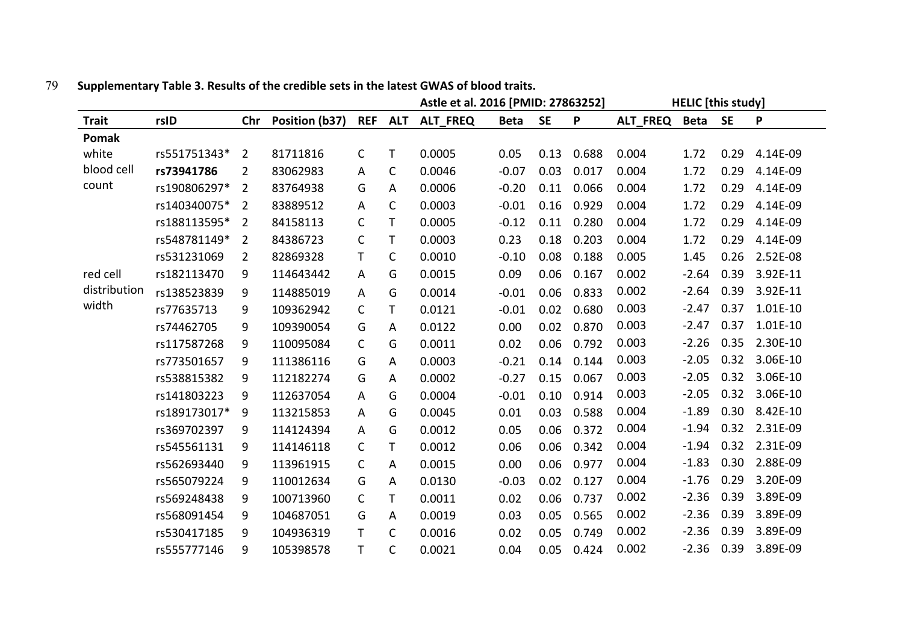**Supplementary Table 3. Results of the credible sets in the latest GWAS of blood traits.**

| | | | | | | Astle et al. 2016 [PMID: 27863252] | | | | HELIC [this study] | | | |
|---|---|---|---|---|---|---|---|---|---|---|---|---|---|
| **Trait** | **rsID** | **Chr** | **Position (b37)** | **REF** | **ALT** | **ALT_FREQ** | **Beta** | **SE** | **P** | **ALT_FREQ** | **Beta** | **SE** | **P** |
| **Pomak** | | | | | | | | | | | | | |
| white blood cell count | rs551751343* | 2 | 81711816 | C | T | 0.0005 | 0.05 | 0.13 | 0.688 | 0.004 | 1.72 | 0.29 | 4.14E-09 |
| | **rs73941786** | 2 | 83062983 | A | C | 0.0046 | -0.07 | 0.03 | 0.017 | 0.004 | 1.72 | 0.29 | 4.14E-09 |
| | rs190806297* | 2 | 83764938 | G | A | 0.0006 | -0.20 | 0.11 | 0.066 | 0.004 | 1.72 | 0.29 | 4.14E-09 |
| | rs140340075* | 2 | 83889512 | A | C | 0.0003 | -0.01 | 0.16 | 0.929 | 0.004 | 1.72 | 0.29 | 4.14E-09 |
| | rs188113595* | 2 | 84158113 | C | T | 0.0005 | -0.12 | 0.11 | 0.280 | 0.004 | 1.72 | 0.29 | 4.14E-09 |
| | rs548781149* | 2 | 84386723 | C | T | 0.0003 | 0.23 | 0.18 | 0.203 | 0.004 | 1.72 | 0.29 | 4.14E-09 |
| | rs531231069 | 2 | 82869328 | T | C | 0.0010 | -0.10 | 0.08 | 0.188 | 0.005 | 1.45 | 0.26 | 2.52E-08 |
| red cell distribution width | rs182113470 | 9 | 114643442 | A | G | 0.0015 | 0.09 | 0.06 | 0.167 | 0.002 | -2.64 | 0.39 | 3.92E-11 |
| | rs138523839 | 9 | 114885019 | A | G | 0.0014 | -0.01 | 0.06 | 0.833 | 0.002 | -2.64 | 0.39 | 3.92E-11 |
| | rs77635713 | 9 | 109362942 | C | T | 0.0121 | -0.01 | 0.02 | 0.680 | 0.003 | -2.47 | 0.37 | 1.01E-10 |
| | rs74462705 | 9 | 109390054 | G | A | 0.0122 | 0.00 | 0.02 | 0.870 | 0.003 | -2.47 | 0.37 | 1.01E-10 |
| | rs117587268 | 9 | 110095084 | C | G | 0.0011 | 0.02 | 0.06 | 0.792 | 0.003 | -2.26 | 0.35 | 2.30E-10 |
| | rs773501657 | 9 | 111386116 | G | A | 0.0003 | -0.21 | 0.14 | 0.144 | 0.003 | -2.05 | 0.32 | 3.06E-10 |
| | rs538815382 | 9 | 112182274 | G | A | 0.0002 | -0.27 | 0.15 | 0.067 | 0.003 | -2.05 | 0.32 | 3.06E-10 |
| | rs141803223 | 9 | 112637054 | A | G | 0.0004 | -0.01 | 0.10 | 0.914 | 0.003 | -2.05 | 0.32 | 3.06E-10 |
| | rs189173017* | 9 | 113215853 | A | G | 0.0045 | 0.01 | 0.03 | 0.588 | 0.004 | -1.89 | 0.30 | 8.42E-10 |
| | rs369702397 | 9 | 114124394 | A | G | 0.0012 | 0.05 | 0.06 | 0.372 | 0.004 | -1.94 | 0.32 | 2.31E-09 |
| | rs545561131 | 9 | 114146118 | C | T | 0.0012 | 0.06 | 0.06 | 0.342 | 0.004 | -1.94 | 0.32 | 2.31E-09 |
| | rs562693440 | 9 | 113961915 | C | A | 0.0015 | 0.00 | 0.06 | 0.977 | 0.004 | -1.83 | 0.30 | 2.88E-09 |
| | rs565079224 | 9 | 110012634 | G | A | 0.0130 | -0.03 | 0.02 | 0.127 | 0.004 | -1.76 | 0.29 | 3.20E-09 |
| | rs569248438 | 9 | 100713960 | C | T | 0.0011 | 0.02 | 0.06 | 0.737 | 0.002 | -2.36 | 0.39 | 3.89E-09 |
| | rs568091454 | 9 | 104687051 | G | A | 0.0019 | 0.03 | 0.05 | 0.565 | 0.002 | -2.36 | 0.39 | 3.89E-09 |
| | rs530417185 | 9 | 104936319 | T | C | 0.0016 | 0.02 | 0.05 | 0.749 | 0.002 | -2.36 | 0.39 | 3.89E-09 |
| | rs555777146 | 9 | 105398578 | T | C | 0.0021 | 0.04 | 0.05 | 0.424 | 0.002 | -2.36 | 0.39 | 3.89E-09 |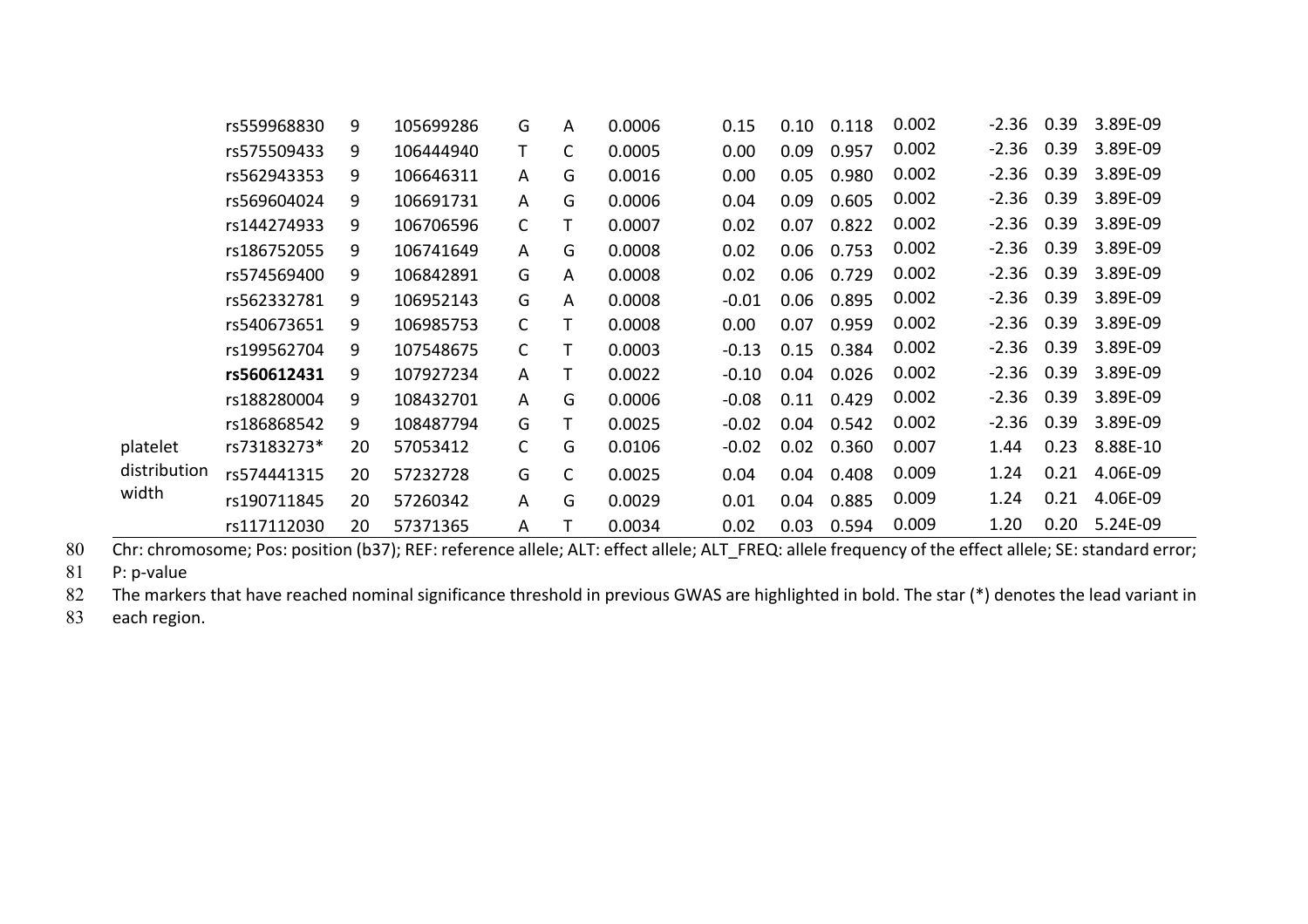| | | | | | | | | | | | | | |
|---|---|---|---|---|---|---|---|---|---|---|---|---|---|
| | rs559968830 | 9 | 105699286 | G | A | 0.0006 | 0.15 | 0.10 | 0.118 | 0.002 | -2.36 | 0.39 | 3.89E-09 |
| | rs575509433 | 9 | 106444940 | T | C | 0.0005 | 0.00 | 0.09 | 0.957 | 0.002 | -2.36 | 0.39 | 3.89E-09 |
| | rs562943353 | 9 | 106646311 | A | G | 0.0016 | 0.00 | 0.05 | 0.980 | 0.002 | -2.36 | 0.39 | 3.89E-09 |
| | rs569604024 | 9 | 106691731 | A | G | 0.0006 | 0.04 | 0.09 | 0.605 | 0.002 | -2.36 | 0.39 | 3.89E-09 |
| | rs144274933 | 9 | 106706596 | C | T | 0.0007 | 0.02 | 0.07 | 0.822 | 0.002 | -2.36 | 0.39 | 3.89E-09 |
| | rs186752055 | 9 | 106741649 | A | G | 0.0008 | 0.02 | 0.06 | 0.753 | 0.002 | -2.36 | 0.39 | 3.89E-09 |
| | rs574569400 | 9 | 106842891 | G | A | 0.0008 | 0.02 | 0.06 | 0.729 | 0.002 | -2.36 | 0.39 | 3.89E-09 |
| | rs562332781 | 9 | 106952143 | G | A | 0.0008 | -0.01 | 0.06 | 0.895 | 0.002 | -2.36 | 0.39 | 3.89E-09 |
| | rs540673651 | 9 | 106985753 | C | T | 0.0008 | 0.00 | 0.07 | 0.959 | 0.002 | -2.36 | 0.39 | 3.89E-09 |
| | rs199562704 | 9 | 107548675 | C | T | 0.0003 | -0.13 | 0.15 | 0.384 | 0.002 | -2.36 | 0.39 | 3.89E-09 |
| | **rs560612431** | 9 | 107927234 | A | T | 0.0022 | -0.10 | 0.04 | 0.026 | 0.002 | -2.36 | 0.39 | 3.89E-09 |
| | rs188280004 | 9 | 108432701 | A | G | 0.0006 | -0.08 | 0.11 | 0.429 | 0.002 | -2.36 | 0.39 | 3.89E-09 |
| | rs186868542 | 9 | 108487794 | G | T | 0.0025 | -0.02 | 0.04 | 0.542 | 0.002 | -2.36 | 0.39 | 3.89E-09 |
| platelet distribution width | rs73183273* | 20 | 57053412 | C | G | 0.0106 | -0.02 | 0.02 | 0.360 | 0.007 | 1.44 | 0.23 | 8.88E-10 |
| | rs574441315 | 20 | 57232728 | G | C | 0.0025 | 0.04 | 0.04 | 0.408 | 0.009 | 1.24 | 0.21 | 4.06E-09 |
| | rs190711845 | 20 | 57260342 | A | G | 0.0029 | 0.01 | 0.04 | 0.885 | 0.009 | 1.24 | 0.21 | 4.06E-09 |
| | rs117112030 | 20 | 57371365 | A | T | 0.0034 | 0.02 | 0.03 | 0.594 | 0.009 | 1.20 | 0.20 | 5.24E-09 |

Chr: chromosome; Pos: position (b37); REF: reference allele; ALT: effect allele; ALT_FREQ: allele frequency of the effect allele; SE: standard error; P: p-value

The markers that have reached nominal significance threshold in previous GWAS are highlighted in bold. The star (*) denotes the lead variant in each region.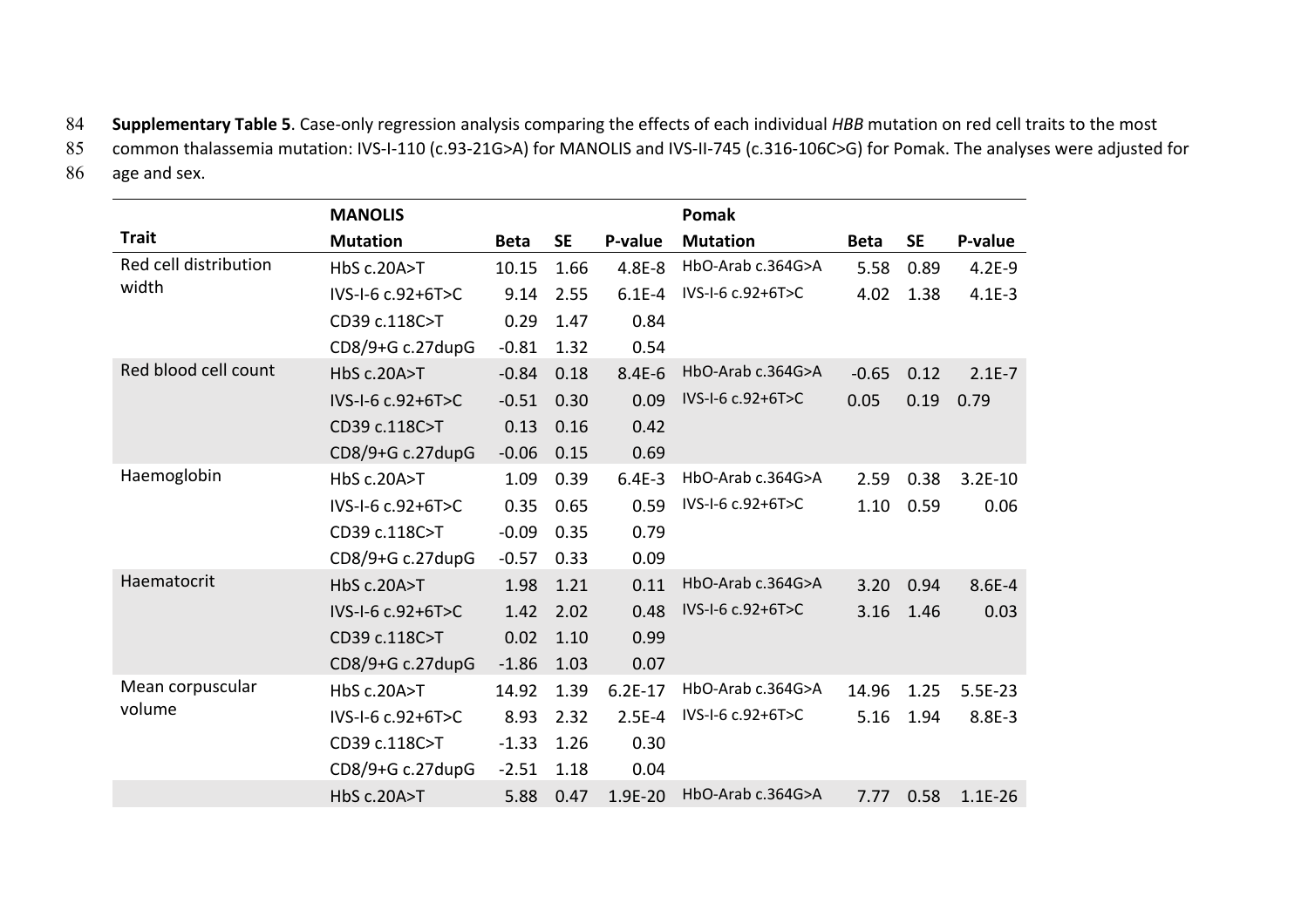**Supplementary Table 5**. Case-only regression analysis comparing the effects of each individual *HBB* mutation on red cell traits to the most common thalassemia mutation: IVS-I-110 (c.93-21G>A) for MANOLIS and IVS-II-745 (c.316-106C>G) for Pomak. The analyses were adjusted for age and sex.

| | MANOLIS | | | | Pomak | | | |
|---|---|---|---|---|---|---|---|---|
| **Trait** | **Mutation** | **Beta** | **SE** | **P-value** | **Mutation** | **Beta** | **SE** | **P-value** |
| Red cell distribution width | HbS c.20A>T | 10.15 | 1.66 | 4.8E-8 | HbO-Arab c.364G>A | 5.58 | 0.89 | 4.2E-9 |
| | IVS-I-6 c.92+6T>C | 9.14 | 2.55 | 6.1E-4 | IVS-I-6 c.92+6T>C | 4.02 | 1.38 | 4.1E-3 |
| | CD39 c.118C>T | 0.29 | 1.47 | 0.84 | | | | |
| | CD8/9+G c.27dupG | -0.81 | 1.32 | 0.54 | | | | |
| Red blood cell count | HbS c.20A>T | -0.84 | 0.18 | 8.4E-6 | HbO-Arab c.364G>A | -0.65 | 0.12 | 2.1E-7 |
| | IVS-I-6 c.92+6T>C | -0.51 | 0.30 | 0.09 | IVS-I-6 c.92+6T>C | 0.05 | 0.19 | 0.79 |
| | CD39 c.118C>T | 0.13 | 0.16 | 0.42 | | | | |
| | CD8/9+G c.27dupG | -0.06 | 0.15 | 0.69 | | | | |
| Haemoglobin | HbS c.20A>T | 1.09 | 0.39 | 6.4E-3 | HbO-Arab c.364G>A | 2.59 | 0.38 | 3.2E-10 |
| | IVS-I-6 c.92+6T>C | 0.35 | 0.65 | 0.59 | IVS-I-6 c.92+6T>C | 1.10 | 0.59 | 0.06 |
| | CD39 c.118C>T | -0.09 | 0.35 | 0.79 | | | | |
| | CD8/9+G c.27dupG | -0.57 | 0.33 | 0.09 | | | | |
| Haematocrit | HbS c.20A>T | 1.98 | 1.21 | 0.11 | HbO-Arab c.364G>A | 3.20 | 0.94 | 8.6E-4 |
| | IVS-I-6 c.92+6T>C | 1.42 | 2.02 | 0.48 | IVS-I-6 c.92+6T>C | 3.16 | 1.46 | 0.03 |
| | CD39 c.118C>T | 0.02 | 1.10 | 0.99 | | | | |
| | CD8/9+G c.27dupG | -1.86 | 1.03 | 0.07 | | | | |
| Mean corpuscular volume | HbS c.20A>T | 14.92 | 1.39 | 6.2E-17 | HbO-Arab c.364G>A | 14.96 | 1.25 | 5.5E-23 |
| | IVS-I-6 c.92+6T>C | 8.93 | 2.32 | 2.5E-4 | IVS-I-6 c.92+6T>C | 5.16 | 1.94 | 8.8E-3 |
| | CD39 c.118C>T | -1.33 | 1.26 | 0.30 | | | | |
| | CD8/9+G c.27dupG | -2.51 | 1.18 | 0.04 | | | | |
| | HbS c.20A>T | 5.88 | 0.47 | 1.9E-20 | HbO-Arab c.364G>A | 7.77 | 0.58 | 1.1E-26 |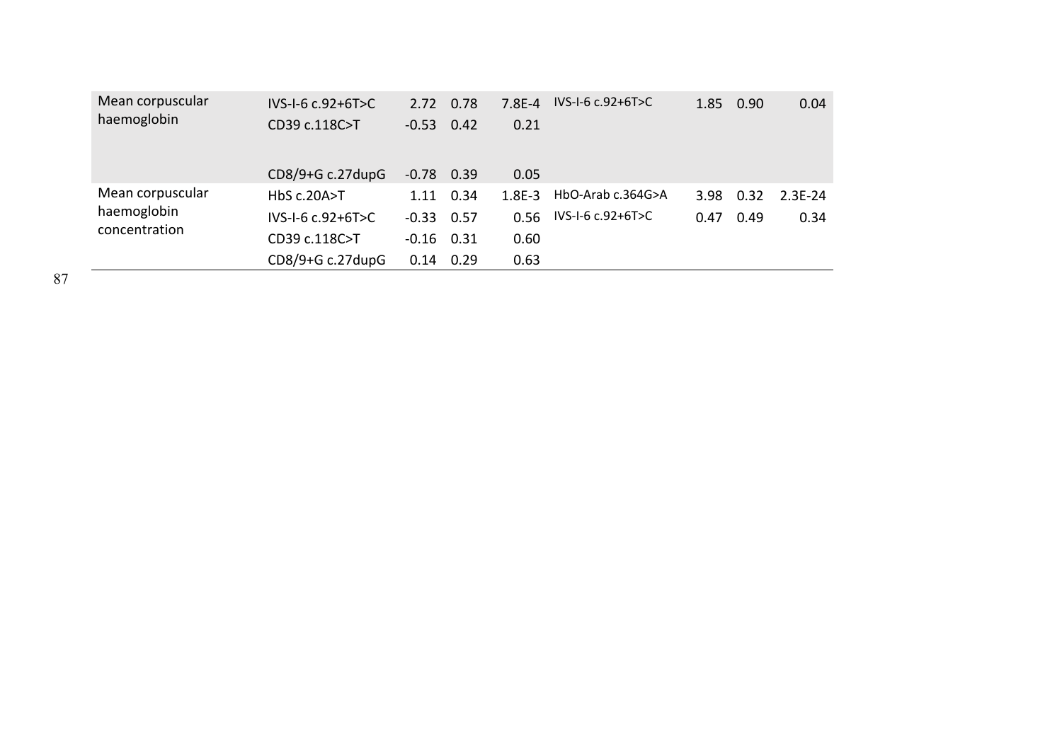| | | | | | | | |
|---|---|---|---|---|---|---|---|
| Mean corpuscular haemoglobin | IVS-I-6 c.92+6T>C | 2.72 | 0.78 | 7.8E-4 | IVS-I-6 c.92+6T>C | 1.85 | 0.90 | 0.04 |
| | CD39 c.118C>T | -0.53 | 0.42 | 0.21 | | | | |
| | CD8/9+G c.27dupG | -0.78 | 0.39 | 0.05 | | | | |
| Mean corpuscular haemoglobin concentration | HbS c.20A>T | 1.11 | 0.34 | 1.8E-3 | HbO-Arab c.364G>A | 3.98 | 0.32 | 2.3E-24 |
| | IVS-I-6 c.92+6T>C | -0.33 | 0.57 | 0.56 | IVS-I-6 c.92+6T>C | 0.47 | 0.49 | 0.34 |
| | CD39 c.118C>T | -0.16 | 0.31 | 0.60 | | | | |
| | CD8/9+G c.27dupG | 0.14 | 0.29 | 0.63 | | | | |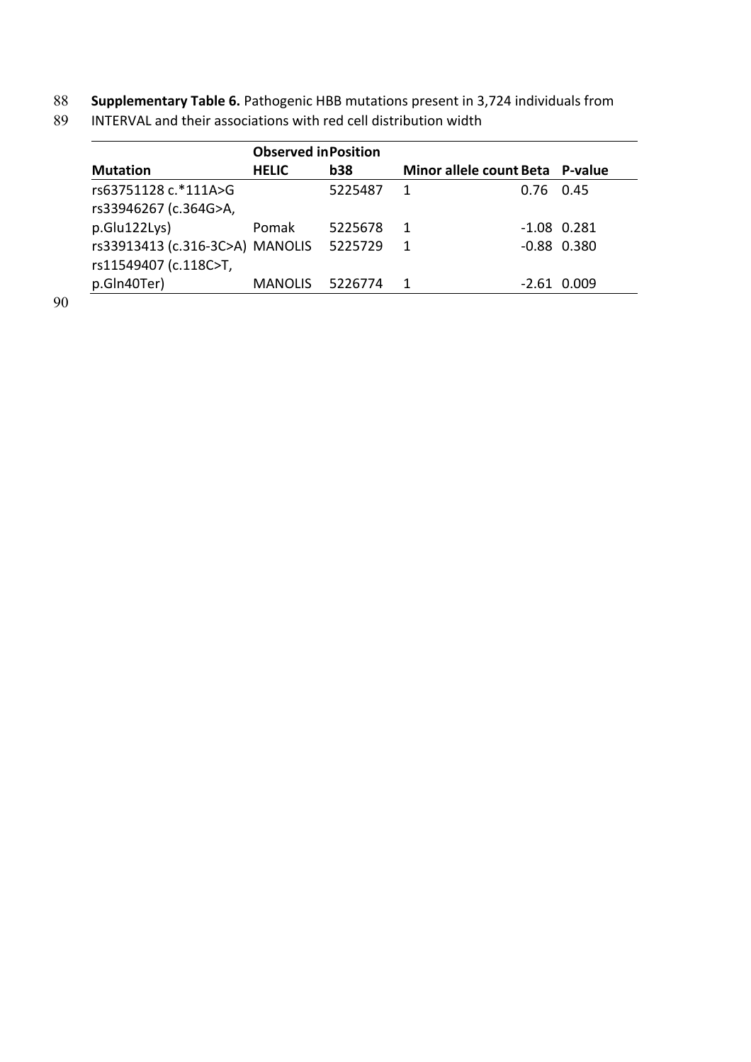**Supplementary Table 6.** Pathogenic HBB mutations present in 3,724 individuals from INTERVAL and their associations with red cell distribution width

| Mutation | Observed in HELIC | Position b38 | Minor allele count | Beta | P-value |
|---|---|---|---|---|---|
| rs63751128 c.*111A>G | | 5225487 | 1 | 0.76 | 0.45 |
| rs33946267 (c.364G>A, p.Glu122Lys) | Pomak | 5225678 | 1 | -1.08 | 0.281 |
| rs33913413 (c.316-3C>A) | MANOLIS | 5225729 | 1 | -0.88 | 0.380 |
| rs11549407 (c.118C>T, p.Gln40Ter) | MANOLIS | 5226774 | 1 | -2.61 | 0.009 |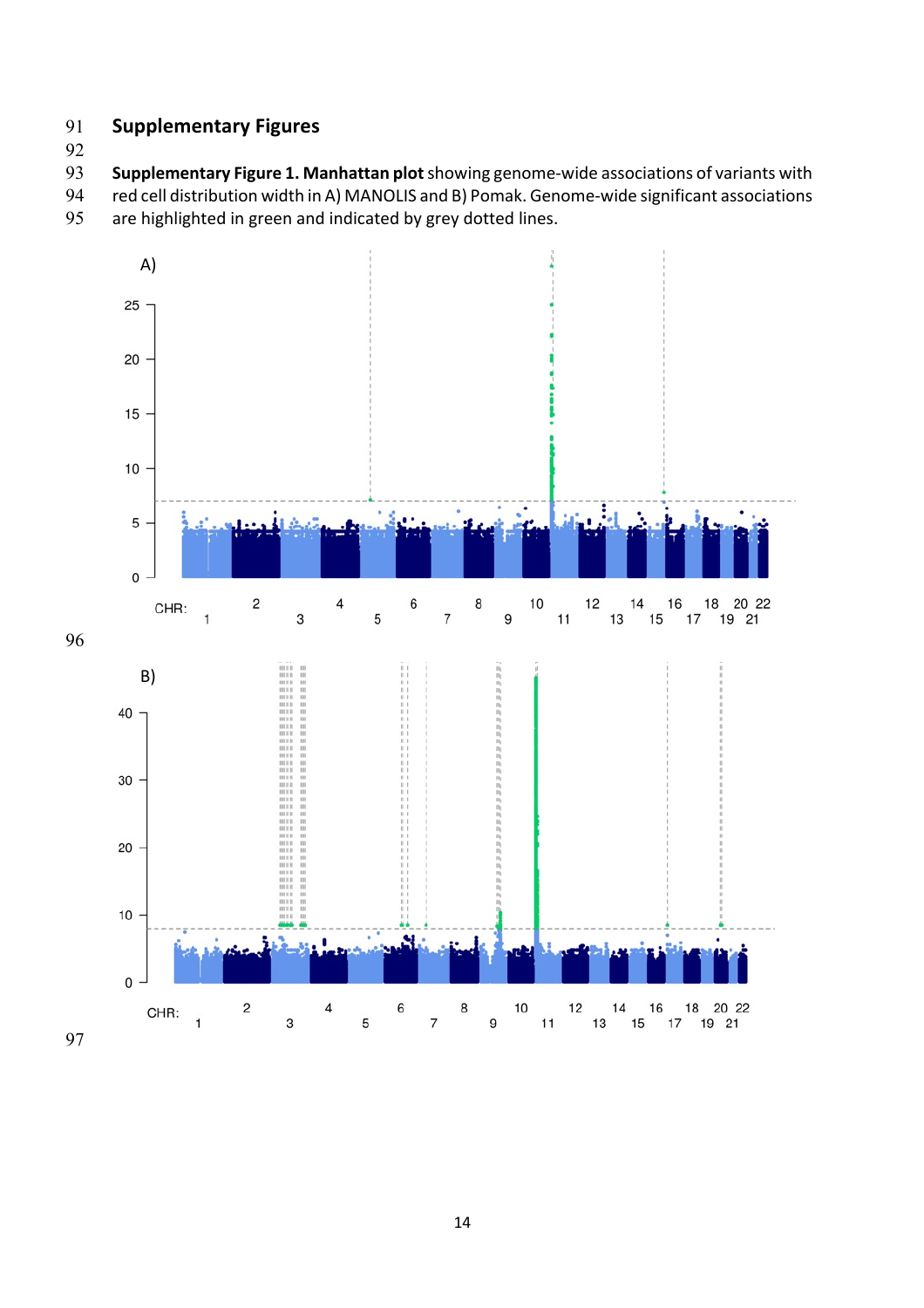## Supplementary Figures

**Supplementary Figure 1. Manhattan plot** showing genome-wide associations of variants with red cell distribution width in A) MANOLIS and B) Pomak. Genome-wide significant associations are highlighted in green and indicated by grey dotted lines.

A)

25
20
15
10
5
0

CHR: 1 2 3 4 5 6 7 8 9 10 11 12 13 14 15 16 17 18 19 20 21 22

B)

40
30
20
10
0

CHR: 1 2 3 4 5 6 7 8 9 10 11 12 13 14 15 16 17 18 19 20 21 22